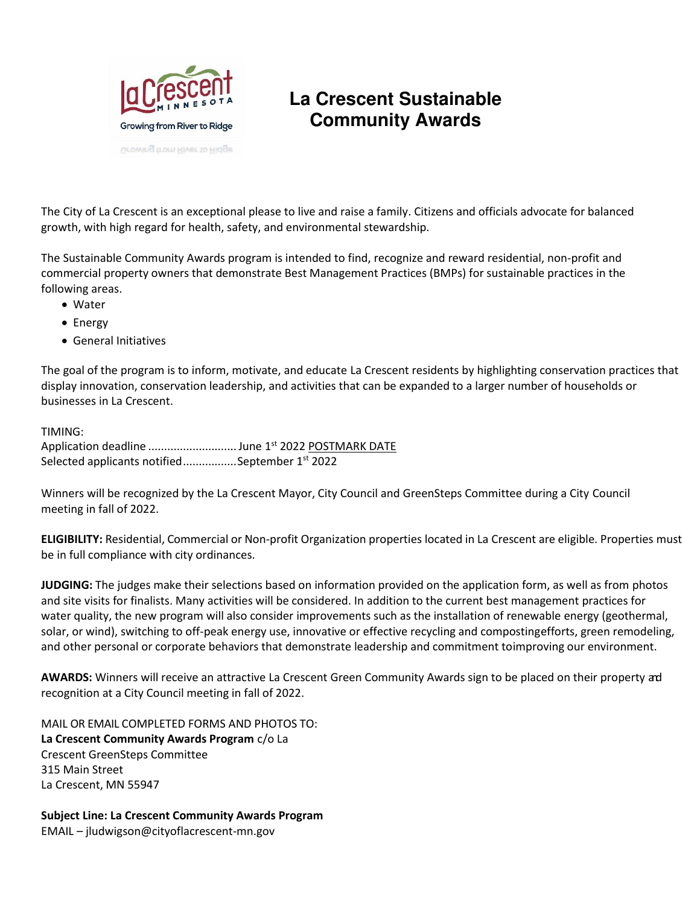# La Crescent Sustainable Community Awards

The City of La Crescent is an exceptional please to live and raise a family. Citizens and officials advocate for balanced growth, with high regard for health, safety, and environmental stewardship.

The Sustainable Community Awards program is intended to find, recognize and reward residential, non-profit and commercial property owners that demonstrate Best Management Practices (BMPs) for sustainable practices in the following areas.

- Water
- Energy
- General Initiatives

The goal of the program is to inform, motivate, and educate La Crescent residents by highlighting conservation practices that display innovation, conservation leadership, and activities that can be expanded to a larger number of households or businesses in La Crescent.

TIMING:
Application deadline ............................ June 1st 2022 POSTMARK DATE
Selected applicants notified.................September 1st 2022

Winners will be recognized by the La Crescent Mayor, City Council and GreenSteps Committee during a City Council meeting in fall of 2022.

**ELIGIBILITY:** Residential, Commercial or Non-profit Organization properties located in La Crescent are eligible. Properties must be in full compliance with city ordinances.

**JUDGING:** The judges make their selections based on information provided on the application form, as well as from photos and site visits for finalists. Many activities will be considered. In addition to the current best management practices for water quality, the new program will also consider improvements such as the installation of renewable energy (geothermal, solar, or wind), switching to off-peak energy use, innovative or effective recycling and compostingefforts, green remodeling, and other personal or corporate behaviors that demonstrate leadership and commitment toimproving our environment.

**AWARDS:** Winners will receive an attractive La Crescent Green Community Awards sign to be placed on their property and recognition at a City Council meeting in fall of 2022.

MAIL OR EMAIL COMPLETED FORMS AND PHOTOS TO:
**La Crescent Community Awards Program** c/o La Crescent GreenSteps Committee
315 Main Street
La Crescent, MN 55947

**Subject Line: La Crescent Community Awards Program**
EMAIL – jludwigson@cityoflacrescent-mn.gov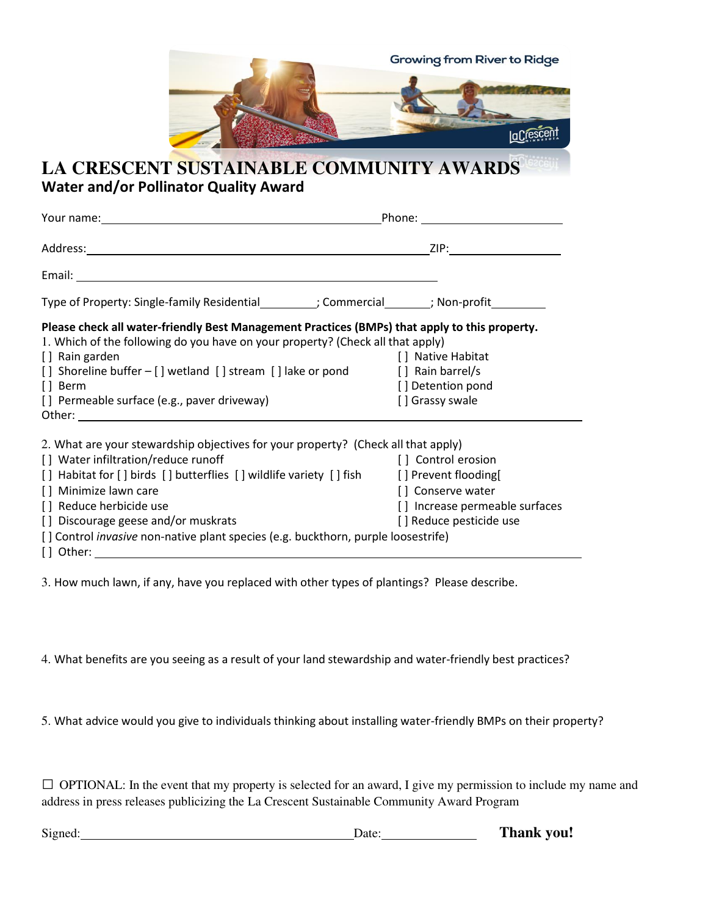Growing from River to Ridge

# LA CRESCENT SUSTAINABLE COMMUNITY AWARDS

## Water and/or Pollinator Quality Award

Your name:_______________________________________ Phone: ____________________

Address:_____________________________________________ ZIP:________________

Email: ______________________________________________

Type of Property: Single-family Residential_________; Commercial_______; Non-profit_________

**Please check all water-friendly Best Management Practices (BMPs) that apply to this property.**

1. Which of the following do you have on your property? (Check all that apply)

[ ] Rain garden
[ ] Shoreline buffer – [ ] wetland [ ] stream [ ] lake or pond
[ ] Berm
[ ] Permeable surface (e.g., paver driveway)
[ ] Native Habitat
[ ] Rain barrel/s
[ ] Detention pond
[ ] Grassy swale
Other: ______________________________________________________________

2. What are your stewardship objectives for your property? (Check all that apply)

[ ] Water infiltration/reduce runoff
[ ] Habitat for [ ] birds [ ] butterflies [ ] wildlife variety [ ] fish
[ ] Minimize lawn care
[ ] Reduce herbicide use
[ ] Discourage geese and/or muskrats
[ ] Control erosion
[ ] Prevent flooding[
[ ] Conserve water
[ ] Increase permeable surfaces
[ ] Reduce pesticide use
[ ] Control *invasive* non-native plant species (e.g. buckthorn, purple loosestrife)
[ ] Other: ______________________________________________________________

3. How much lawn, if any, have you replaced with other types of plantings? Please describe.

4. What benefits are you seeing as a result of your land stewardship and water-friendly best practices?

5. What advice would you give to individuals thinking about installing water-friendly BMPs on their property?

☐ OPTIONAL: In the event that my property is selected for an award, I give my permission to include my name and address in press releases publicizing the La Crescent Sustainable Community Award Program

Signed:_______________________________________ Date:_______________ **Thank you!**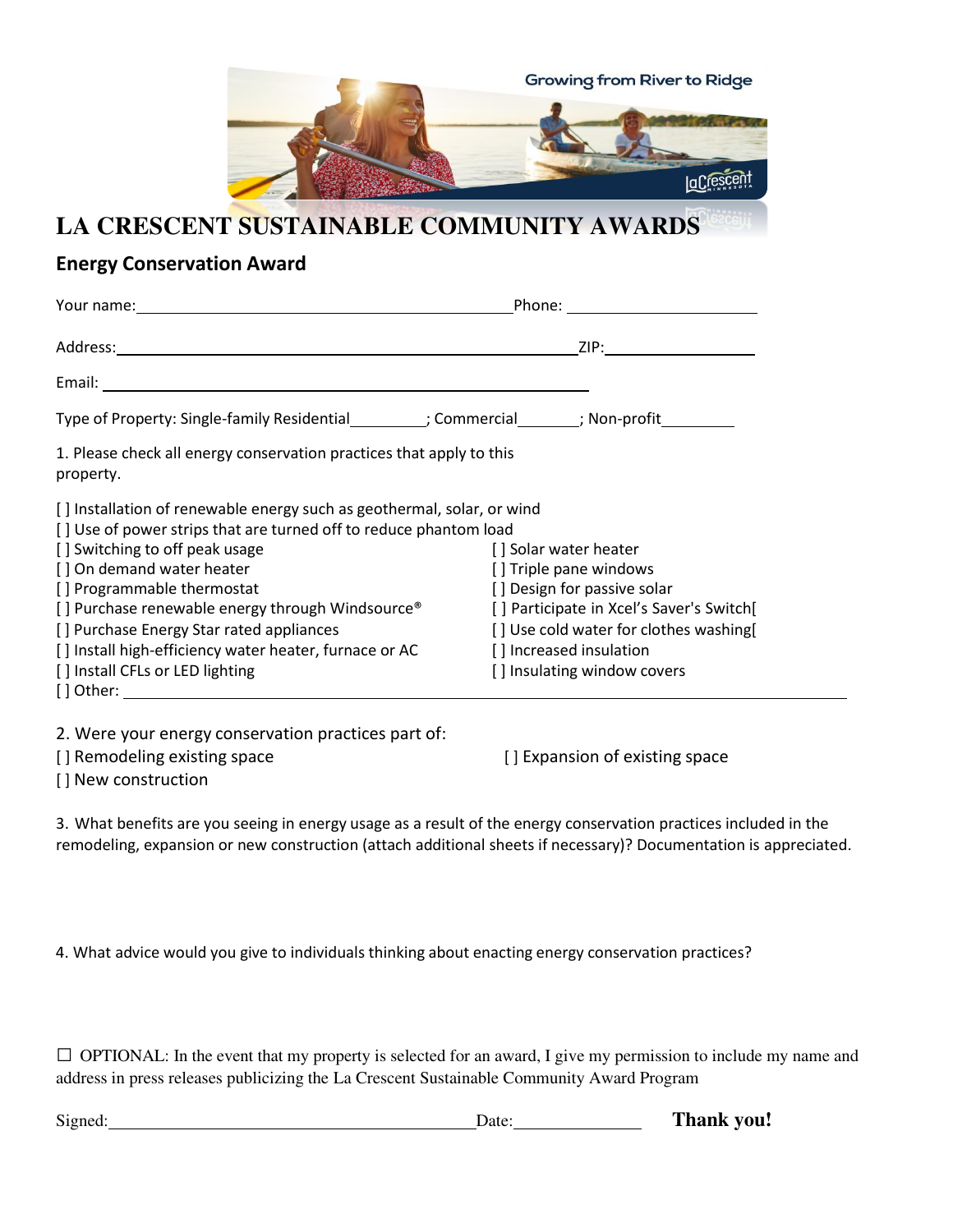Growing from River to Ridge

# LA CRESCENT SUSTAINABLE COMMUNITY AWARDS

## Energy Conservation Award

Your name:______________________________________________Phone: ________________________

Address:__________________________________________________________ZIP:__________________

Email: ____________________________________________________________

Type of Property: Single-family Residential_________; Commercial_______; Non-profit_________

1. Please check all energy conservation practices that apply to this property.

[ ] Installation of renewable energy such as geothermal, solar, or wind
[ ] Use of power strips that are turned off to reduce phantom load
[ ] Switching to off peak usage
[ ] On demand water heater
[ ] Programmable thermostat
[ ] Purchase renewable energy through Windsource®
[ ] Purchase Energy Star rated appliances
[ ] Install high-efficiency water heater, furnace or AC
[ ] Install CFLs or LED lighting
[ ] Solar water heater
[ ] Triple pane windows
[ ] Design for passive solar
[ ] Participate in Xcel's Saver's Switch[
[ ] Use cold water for clothes washing[
[ ] Increased insulation
[ ] Insulating window covers
[ ] Other: ______________________________________________________________________________

2. Were your energy conservation practices part of:
[ ] Remodeling existing space
[ ] Expansion of existing space
[ ] New construction

3. What benefits are you seeing in energy usage as a result of the energy conservation practices included in the remodeling, expansion or new construction (attach additional sheets if necessary)? Documentation is appreciated.

4. What advice would you give to individuals thinking about enacting energy conservation practices?

☐ OPTIONAL: In the event that my property is selected for an award, I give my permission to include my name and address in press releases publicizing the La Crescent Sustainable Community Award Program

Signed:_____________________________________________Date:_______________ **Thank you!**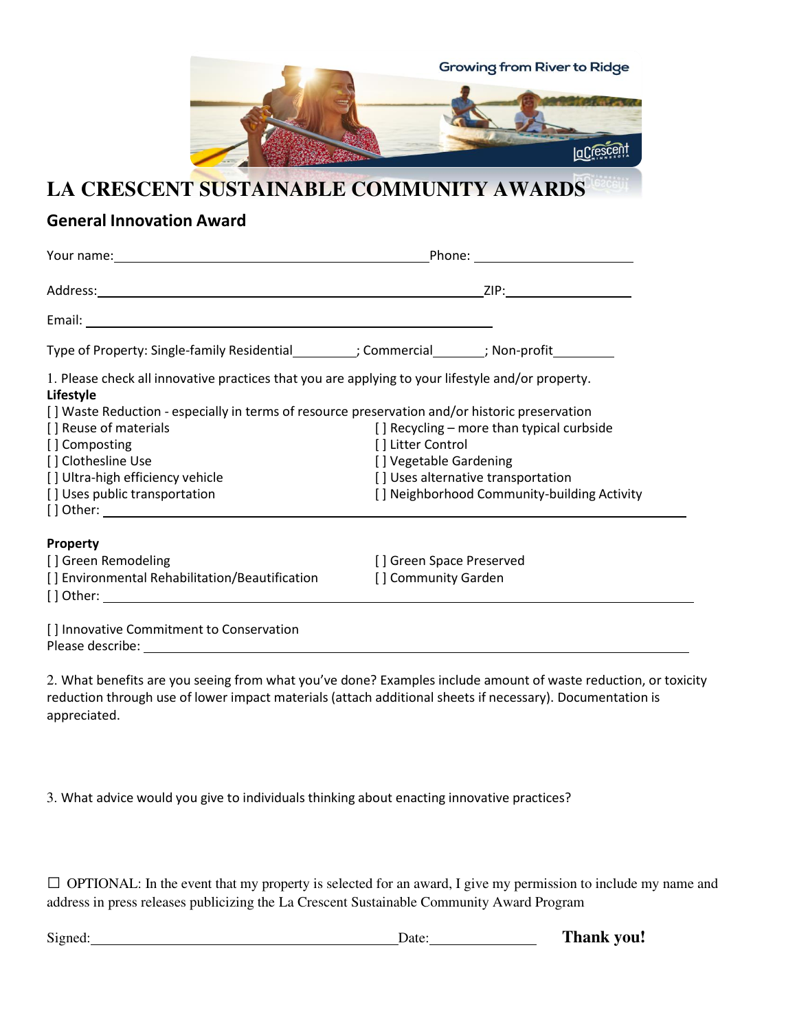# LA CRESCENT SUSTAINABLE COMMUNITY AWARDS

## General Innovation Award

Your name: ______________________________ Phone: ______________

Address: ______________________________ ZIP: ____________

Email: ______________________________

Type of Property: Single-family Residential________; Commercial_______; Non-profit_________

1. Please check all innovative practices that you are applying to your lifestyle and/or property.

**Lifestyle**

[ ] Waste Reduction - especially in terms of resource preservation and/or historic preservation

[ ] Reuse of materials

[ ] Recycling – more than typical curbside

[ ] Composting

[ ] Litter Control

[ ] Clothesline Use

[ ] Vegetable Gardening

[ ] Ultra-high efficiency vehicle

[ ] Uses alternative transportation

[ ] Uses public transportation

[ ] Neighborhood Community-building Activity

[ ] Other: ______________________________

**Property**

[ ] Green Remodeling

[ ] Green Space Preserved

[ ] Environmental Rehabilitation/Beautification

[ ] Community Garden

[ ] Other: ______________________________

[ ] Innovative Commitment to Conservation

Please describe: ______________________________

2. What benefits are you seeing from what you've done? Examples include amount of waste reduction, or toxicity reduction through use of lower impact materials (attach additional sheets if necessary). Documentation is appreciated.

3. What advice would you give to individuals thinking about enacting innovative practices?

☐ OPTIONAL: In the event that my property is selected for an award, I give my permission to include my name and address in press releases publicizing the La Crescent Sustainable Community Award Program

Signed: ______________________________ Date: ____________ **Thank you!**